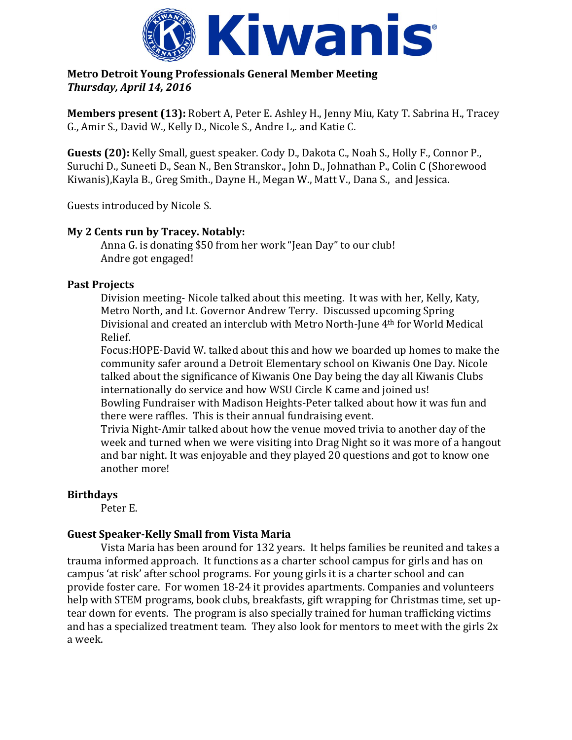**Kiwanis**

**Metro Detroit Young Professionals General Member Meeting**
***Thursday, April 14, 2016***

**Members present (13):** Robert A, Peter E. Ashley H., Jenny Miu, Katy T. Sabrina H., Tracey G., Amir S., David W., Kelly D., Nicole S., Andre L,. and Katie C.

**Guests (20):** Kelly Small, guest speaker. Cody D., Dakota C., Noah S., Holly F., Connor P., Suruchi D., Suneeti D., Sean N., Ben Stranskor., John D., Johnathan P., Colin C (Shorewood Kiwanis),Kayla B., Greg Smith., Dayne H., Megan W., Matt V., Dana S., and Jessica.

Guests introduced by Nicole S.

**My 2 Cents run by Tracey. Notably:**

Anna G. is donating $50 from her work "Jean Day" to our club!
Andre got engaged!

**Past Projects**

Division meeting- Nicole talked about this meeting. It was with her, Kelly, Katy, Metro North, and Lt. Governor Andrew Terry. Discussed upcoming Spring Divisional and created an interclub with Metro North-June 4th for World Medical Relief.
Focus:HOPE-David W. talked about this and how we boarded up homes to make the community safer around a Detroit Elementary school on Kiwanis One Day. Nicole talked about the significance of Kiwanis One Day being the day all Kiwanis Clubs internationally do service and how WSU Circle K came and joined us!
Bowling Fundraiser with Madison Heights-Peter talked about how it was fun and there were raffles. This is their annual fundraising event.
Trivia Night-Amir talked about how the venue moved trivia to another day of the week and turned when we were visiting into Drag Night so it was more of a hangout and bar night. It was enjoyable and they played 20 questions and got to know one another more!

**Birthdays**

Peter E.

**Guest Speaker-Kelly Small from Vista Maria**

Vista Maria has been around for 132 years. It helps families be reunited and takes a trauma informed approach. It functions as a charter school campus for girls and has on campus 'at risk' after school programs. For young girls it is a charter school and can provide foster care. For women 18-24 it provides apartments. Companies and volunteers help with STEM programs, book clubs, breakfasts, gift wrapping for Christmas time, set up-tear down for events. The program is also specially trained for human trafficking victims and has a specialized treatment team. They also look for mentors to meet with the girls 2x a week.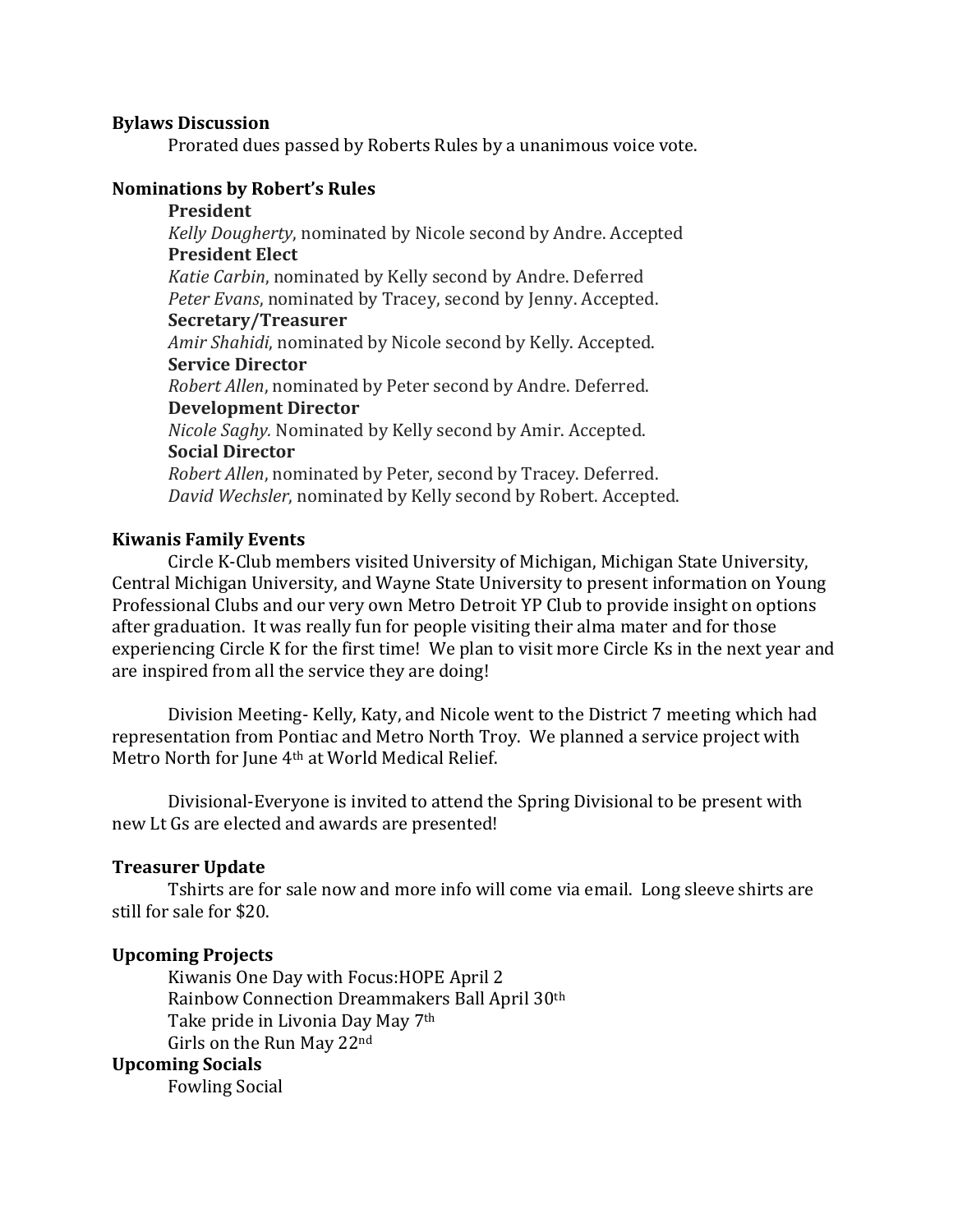**Bylaws Discussion**

Prorated dues passed by Roberts Rules by a unanimous voice vote.

**Nominations by Robert's Rules**

**President**

*Kelly Dougherty*, nominated by Nicole second by Andre. Accepted

**President Elect**

*Katie Carbin*, nominated by Kelly second by Andre. Deferred

*Peter Evans*, nominated by Tracey, second by Jenny. Accepted.

**Secretary/Treasurer**

*Amir Shahidi*, nominated by Nicole second by Kelly. Accepted.

**Service Director**

*Robert Allen*, nominated by Peter second by Andre. Deferred.

**Development Director**

*Nicole Saghy.* Nominated by Kelly second by Amir. Accepted.

**Social Director**

*Robert Allen*, nominated by Peter, second by Tracey. Deferred.

*David Wechsler*, nominated by Kelly second by Robert. Accepted.

**Kiwanis Family Events**

Circle K-Club members visited University of Michigan, Michigan State University, Central Michigan University, and Wayne State University to present information on Young Professional Clubs and our very own Metro Detroit YP Club to provide insight on options after graduation. It was really fun for people visiting their alma mater and for those experiencing Circle K for the first time! We plan to visit more Circle Ks in the next year and are inspired from all the service they are doing!

Division Meeting- Kelly, Katy, and Nicole went to the District 7 meeting which had representation from Pontiac and Metro North Troy. We planned a service project with Metro North for June 4th at World Medical Relief.

Divisional-Everyone is invited to attend the Spring Divisional to be present with new Lt Gs are elected and awards are presented!

**Treasurer Update**

Tshirts are for sale now and more info will come via email. Long sleeve shirts are still for sale for $20.

**Upcoming Projects**

Kiwanis One Day with Focus:HOPE April 2
Rainbow Connection Dreammakers Ball April 30th
Take pride in Livonia Day May 7th
Girls on the Run May 22nd

**Upcoming Socials**

Fowling Social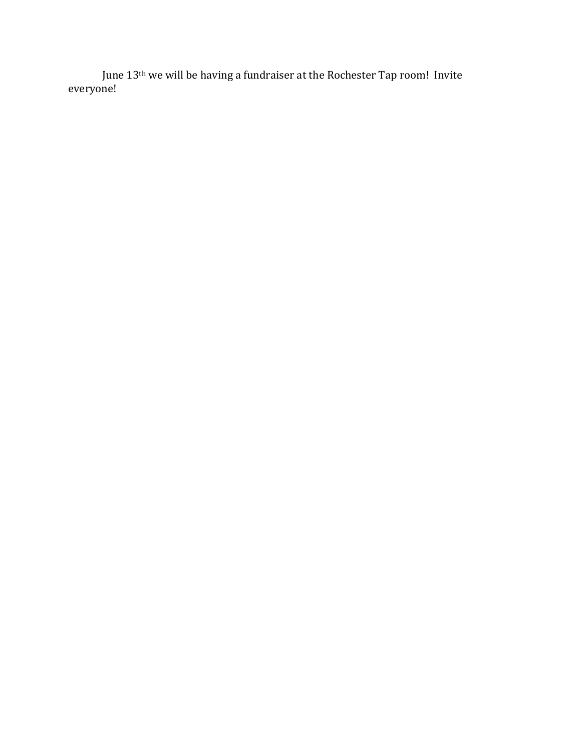June 13th we will be having a fundraiser at the Rochester Tap room!  Invite everyone!